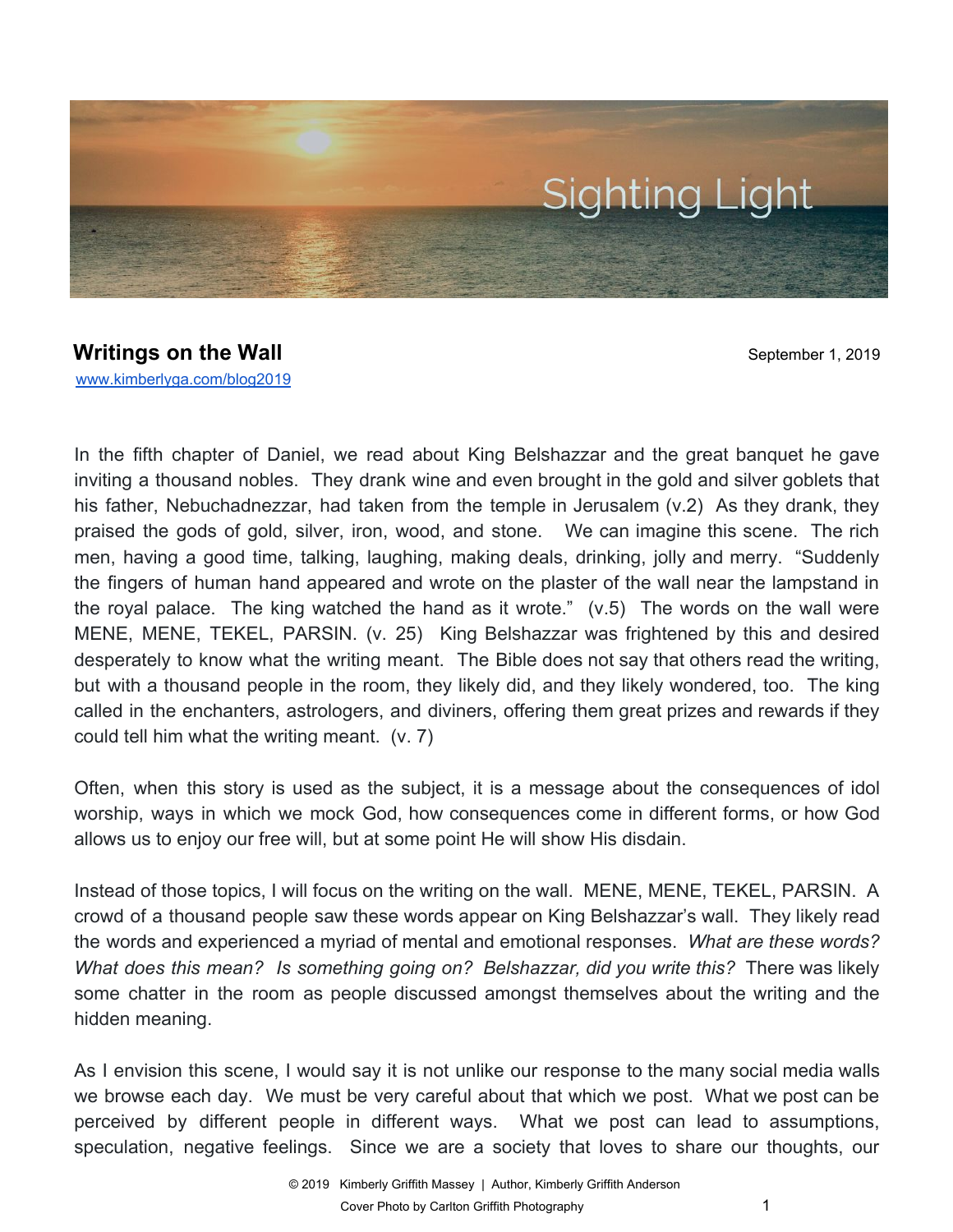Sighting Light

## Writings on the Wall

September 1, 2019

[www.kimberlyga.com/blog2019](www.kimberlyga.com/blog2019)

In the fifth chapter of Daniel, we read about King Belshazzar and the great banquet he gave inviting a thousand nobles. They drank wine and even brought in the gold and silver goblets that his father, Nebuchadnezzar, had taken from the temple in Jerusalem (v.2) As they drank, they praised the gods of gold, silver, iron, wood, and stone. We can imagine this scene. The rich men, having a good time, talking, laughing, making deals, drinking, jolly and merry. "Suddenly the fingers of human hand appeared and wrote on the plaster of the wall near the lampstand in the royal palace. The king watched the hand as it wrote." (v.5) The words on the wall were MENE, MENE, TEKEL, PARSIN. (v. 25) King Belshazzar was frightened by this and desired desperately to know what the writing meant. The Bible does not say that others read the writing, but with a thousand people in the room, they likely did, and they likely wondered, too. The king called in the enchanters, astrologers, and diviners, offering them great prizes and rewards if they could tell him what the writing meant. (v. 7)

Often, when this story is used as the subject, it is a message about the consequences of idol worship, ways in which we mock God, how consequences come in different forms, or how God allows us to enjoy our free will, but at some point He will show His disdain.

Instead of those topics, I will focus on the writing on the wall. MENE, MENE, TEKEL, PARSIN. A crowd of a thousand people saw these words appear on King Belshazzar's wall. They likely read the words and experienced a myriad of mental and emotional responses. *What are these words? What does this mean? Is something going on? Belshazzar, did you write this?* There was likely some chatter in the room as people discussed amongst themselves about the writing and the hidden meaning.

As I envision this scene, I would say it is not unlike our response to the many social media walls we browse each day. We must be very careful about that which we post. What we post can be perceived by different people in different ways. What we post can lead to assumptions, speculation, negative feelings. Since we are a society that loves to share our thoughts, our

© 2019 Kimberly Griffith Massey | Author, Kimberly Griffith Anderson

Cover Photo by Carlton Griffith Photography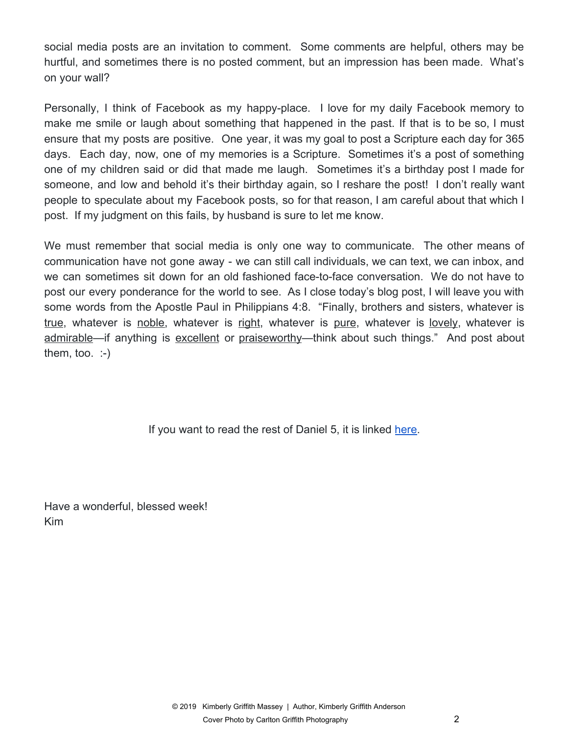social media posts are an invitation to comment. Some comments are helpful, others may be hurtful, and sometimes there is no posted comment, but an impression has been made. What's on your wall?

Personally, I think of Facebook as my happy-place. I love for my daily Facebook memory to make me smile or laugh about something that happened in the past. If that is to be so, I must ensure that my posts are positive. One year, it was my goal to post a Scripture each day for 365 days. Each day, now, one of my memories is a Scripture. Sometimes it's a post of something one of my children said or did that made me laugh. Sometimes it's a birthday post I made for someone, and low and behold it's their birthday again, so I reshare the post! I don't really want people to speculate about my Facebook posts, so for that reason, I am careful about that which I post. If my judgment on this fails, by husband is sure to let me know.

We must remember that social media is only one way to communicate. The other means of communication have not gone away - we can still call individuals, we can text, we can inbox, and we can sometimes sit down for an old fashioned face-to-face conversation. We do not have to post our every ponderance for the world to see. As I close today's blog post, I will leave you with some words from the Apostle Paul in Philippians 4:8. "Finally, brothers and sisters, whatever is true, whatever is noble, whatever is right, whatever is pure, whatever is lovely, whatever is admirable—if anything is excellent or praiseworthy—think about such things." And post about them, too. :-)

If you want to read the rest of Daniel 5, it is linked here.

Have a wonderful, blessed week!
Kim

© 2019 Kimberly Griffith Massey | Author, Kimberly Griffith Anderson
Cover Photo by Carlton Griffith Photography